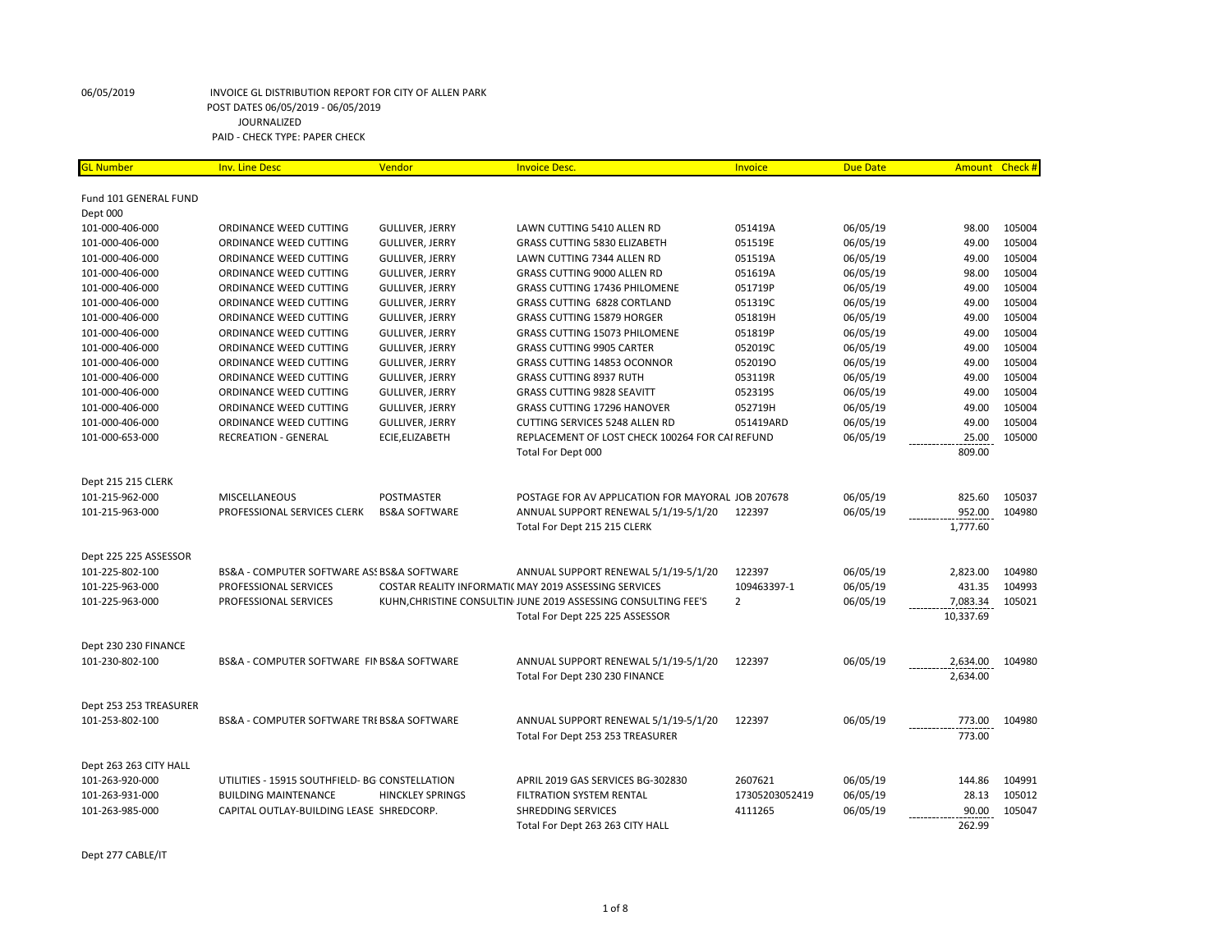06/05/2019 INVOICE GL DISTRIBUTION REPORT FOR CITY OF ALLEN PARK
POST DATES 06/05/2019 - 06/05/2019
JOURNALIZED
PAID - CHECK TYPE: PAPER CHECK

| GL Number | Inv. Line Desc | Vendor | Invoice Desc. | Invoice | Due Date | Amount | Check # |
|---|---|---|---|---|---|---|---|
| Fund 101 GENERAL FUND | | | | | | | |
| Dept 000 | | | | | | | |
| 101-000-406-000 | ORDINANCE WEED CUTTING | GULLIVER, JERRY | LAWN CUTTING 5410 ALLEN RD | 051419A | 06/05/19 | 98.00 | 105004 |
| 101-000-406-000 | ORDINANCE WEED CUTTING | GULLIVER, JERRY | GRASS CUTTING 5830 ELIZABETH | 051519E | 06/05/19 | 49.00 | 105004 |
| 101-000-406-000 | ORDINANCE WEED CUTTING | GULLIVER, JERRY | LAWN CUTTING 7344 ALLEN RD | 051519A | 06/05/19 | 49.00 | 105004 |
| 101-000-406-000 | ORDINANCE WEED CUTTING | GULLIVER, JERRY | GRASS CUTTING 9000 ALLEN RD | 051619A | 06/05/19 | 98.00 | 105004 |
| 101-000-406-000 | ORDINANCE WEED CUTTING | GULLIVER, JERRY | GRASS CUTTING 17436 PHILOMENE | 051719P | 06/05/19 | 49.00 | 105004 |
| 101-000-406-000 | ORDINANCE WEED CUTTING | GULLIVER, JERRY | GRASS CUTTING 6828 CORTLAND | 051319C | 06/05/19 | 49.00 | 105004 |
| 101-000-406-000 | ORDINANCE WEED CUTTING | GULLIVER, JERRY | GRASS CUTTING 15879 HORGER | 051819H | 06/05/19 | 49.00 | 105004 |
| 101-000-406-000 | ORDINANCE WEED CUTTING | GULLIVER, JERRY | GRASS CUTTING 15073 PHILOMENE | 051819P | 06/05/19 | 49.00 | 105004 |
| 101-000-406-000 | ORDINANCE WEED CUTTING | GULLIVER, JERRY | GRASS CUTTING 9905 CARTER | 052019C | 06/05/19 | 49.00 | 105004 |
| 101-000-406-000 | ORDINANCE WEED CUTTING | GULLIVER, JERRY | GRASS CUTTING 14853 OCONNOR | 052019O | 06/05/19 | 49.00 | 105004 |
| 101-000-406-000 | ORDINANCE WEED CUTTING | GULLIVER, JERRY | GRASS CUTTING 8937 RUTH | 053119R | 06/05/19 | 49.00 | 105004 |
| 101-000-406-000 | ORDINANCE WEED CUTTING | GULLIVER, JERRY | GRASS CUTTING 9828 SEAVITT | 052319S | 06/05/19 | 49.00 | 105004 |
| 101-000-406-000 | ORDINANCE WEED CUTTING | GULLIVER, JERRY | GRASS CUTTING 17296 HANOVER | 052719H | 06/05/19 | 49.00 | 105004 |
| 101-000-406-000 | ORDINANCE WEED CUTTING | GULLIVER, JERRY | CUTTING SERVICES 5248 ALLEN RD | 051419ARD | 06/05/19 | 49.00 | 105004 |
| 101-000-653-000 | RECREATION - GENERAL | ECIE,ELIZABETH | REPLACEMENT OF LOST CHECK 100264 FOR CAI REFUND | | 06/05/19 | 25.00 | 105000 |
| | | | Total For Dept 000 | | | 809.00 | |
| Dept 215 215 CLERK | | | | | | | |
| 101-215-962-000 | MISCELLANEOUS | POSTMASTER | POSTAGE FOR AV APPLICATION FOR MAYORAL JOB 207678 | | 06/05/19 | 825.60 | 105037 |
| 101-215-963-000 | PROFESSIONAL SERVICES CLERK | BS&A SOFTWARE | ANNUAL SUPPORT RENEWAL 5/1/19-5/1/20 | 122397 | 06/05/19 | 952.00 | 104980 |
| | | | Total For Dept 215 215 CLERK | | | 1,777.60 | |
| Dept 225 225 ASSESSOR | | | | | | | |
| 101-225-802-100 | BS&A - COMPUTER SOFTWARE ASS | BS&A SOFTWARE | ANNUAL SUPPORT RENEWAL 5/1/19-5/1/20 | 122397 | 06/05/19 | 2,823.00 | 104980 |
| 101-225-963-000 | PROFESSIONAL SERVICES | COSTAR REALITY INFORMATI( | MAY 2019 ASSESSING SERVICES | 109463397-1 | 06/05/19 | 431.35 | 104993 |
| 101-225-963-000 | PROFESSIONAL SERVICES | KUHN,CHRISTINE CONSULTIN | JUNE 2019 ASSESSING CONSULTING FEE'S | 2 | 06/05/19 | 7,083.34 | 105021 |
| | | | Total For Dept 225 225 ASSESSOR | | | 10,337.69 | |
| Dept 230 230 FINANCE | | | | | | | |
| 101-230-802-100 | BS&A - COMPUTER SOFTWARE FIN | BS&A SOFTWARE | ANNUAL SUPPORT RENEWAL 5/1/19-5/1/20 | 122397 | 06/05/19 | 2,634.00 | 104980 |
| | | | Total For Dept 230 230 FINANCE | | | 2,634.00 | |
| Dept 253 253 TREASURER | | | | | | | |
| 101-253-802-100 | BS&A - COMPUTER SOFTWARE TRE | BS&A SOFTWARE | ANNUAL SUPPORT RENEWAL 5/1/19-5/1/20 | 122397 | 06/05/19 | 773.00 | 104980 |
| | | | Total For Dept 253 253 TREASURER | | | 773.00 | |
| Dept 263 263 CITY HALL | | | | | | | |
| 101-263-920-000 | UTILITIES - 15915 SOUTHFIELD- BG | CONSTELLATION | APRIL 2019 GAS SERVICES BG-302830 | 2607621 | 06/05/19 | 144.86 | 104991 |
| 101-263-931-000 | BUILDING MAINTENANCE | HINCKLEY SPRINGS | FILTRATION SYSTEM RENTAL | 17305203052419 | 06/05/19 | 28.13 | 105012 |
| 101-263-985-000 | CAPITAL OUTLAY-BUILDING LEASE | SHREDCORP. | SHREDDING SERVICES | 4111265 | 06/05/19 | 90.00 | 105047 |
| | | | Total For Dept 263 263 CITY HALL | | | 262.99 | |
| Dept 277 CABLE/IT | | | | | | | |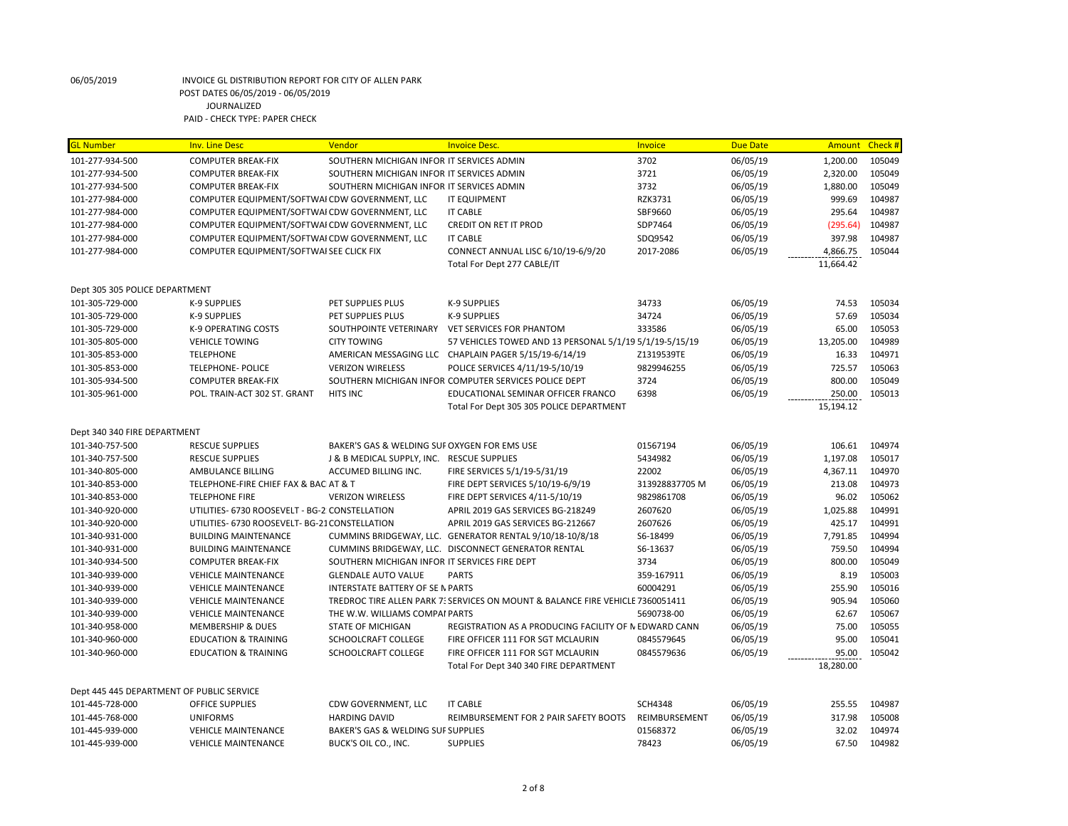06/05/2019 INVOICE GL DISTRIBUTION REPORT FOR CITY OF ALLEN PARK
POST DATES 06/05/2019 - 06/05/2019
JOURNALIZED
PAID - CHECK TYPE: PAPER CHECK

| GL Number | Inv. Line Desc | Vendor | Invoice Desc. | Invoice | Due Date | Amount | Check # |
|---|---|---|---|---|---|---|---|
| 101-277-934-500 | COMPUTER BREAK-FIX | SOUTHERN MICHIGAN INFOR | IT SERVICES ADMIN | 3702 | 06/05/19 | 1,200.00 | 105049 |
| 101-277-934-500 | COMPUTER BREAK-FIX | SOUTHERN MICHIGAN INFOR | IT SERVICES ADMIN | 3721 | 06/05/19 | 2,320.00 | 105049 |
| 101-277-934-500 | COMPUTER BREAK-FIX | SOUTHERN MICHIGAN INFOR | IT SERVICES ADMIN | 3732 | 06/05/19 | 1,880.00 | 105049 |
| 101-277-984-000 | COMPUTER EQUIPMENT/SOFTWAI | CDW GOVERNMENT, LLC | IT EQUIPMENT | RZK3731 | 06/05/19 | 999.69 | 104987 |
| 101-277-984-000 | COMPUTER EQUIPMENT/SOFTWAI | CDW GOVERNMENT, LLC | IT CABLE | SBF9660 | 06/05/19 | 295.64 | 104987 |
| 101-277-984-000 | COMPUTER EQUIPMENT/SOFTWAI | CDW GOVERNMENT, LLC | CREDIT ON RET IT PROD | SDP7464 | 06/05/19 | (295.64) | 104987 |
| 101-277-984-000 | COMPUTER EQUIPMENT/SOFTWAI | CDW GOVERNMENT, LLC | IT CABLE | SDQ9542 | 06/05/19 | 397.98 | 104987 |
| 101-277-984-000 | COMPUTER EQUIPMENT/SOFTWAI | SEE CLICK FIX | CONNECT ANNUAL LISC 6/10/19-6/9/20 | 2017-2086 | 06/05/19 | 4,866.75 | 105044 |
| | | | Total For Dept 277 CABLE/IT | | | 11,664.42 | |
| Dept 305 305 POLICE DEPARTMENT | | | | | | | |
| 101-305-729-000 | K-9 SUPPLIES | PET SUPPLIES PLUS | K-9 SUPPLIES | 34733 | 06/05/19 | 74.53 | 105034 |
| 101-305-729-000 | K-9 SUPPLIES | PET SUPPLIES PLUS | K-9 SUPPLIES | 34724 | 06/05/19 | 57.69 | 105034 |
| 101-305-729-000 | K-9 OPERATING COSTS | SOUTHPOINTE VETERINARY | VET SERVICES FOR PHANTOM | 333586 | 06/05/19 | 65.00 | 105053 |
| 101-305-805-000 | VEHICLE TOWING | CITY TOWING | 57 VEHICLES TOWED AND 13 PERSONAL 5/1/19 | 5/1/19-5/15/19 | 06/05/19 | 13,205.00 | 104989 |
| 101-305-853-000 | TELEPHONE | AMERICAN MESSAGING LLC | CHAPLAIN PAGER 5/15/19-6/14/19 | Z1319539TE | 06/05/19 | 16.33 | 104971 |
| 101-305-853-000 | TELEPHONE- POLICE | VERIZON WIRELESS | POLICE SERVICES 4/11/19-5/10/19 | 9829946255 | 06/05/19 | 725.57 | 105063 |
| 101-305-934-500 | COMPUTER BREAK-FIX | SOUTHERN MICHIGAN INFOR | COMPUTER SERVICES POLICE DEPT | 3724 | 06/05/19 | 800.00 | 105049 |
| 101-305-961-000 | POL. TRAIN-ACT 302 ST. GRANT | HITS INC | EDUCATIONAL SEMINAR OFFICER FRANCO | 6398 | 06/05/19 | 250.00 | 105013 |
| | | | Total For Dept 305 305 POLICE DEPARTMENT | | | 15,194.12 | |
| Dept 340 340 FIRE DEPARTMENT | | | | | | | |
| 101-340-757-500 | RESCUE SUPPLIES | BAKER'S GAS & WELDING SUF | OXYGEN FOR EMS USE | 01567194 | 06/05/19 | 106.61 | 104974 |
| 101-340-757-500 | RESCUE SUPPLIES | J & B MEDICAL SUPPLY, INC. | RESCUE SUPPLIES | 5434982 | 06/05/19 | 1,197.08 | 105017 |
| 101-340-805-000 | AMBULANCE BILLING | ACCUMED BILLING INC. | FIRE SERVICES 5/1/19-5/31/19 | 22002 | 06/05/19 | 4,367.11 | 104970 |
| 101-340-853-000 | TELEPHONE-FIRE CHIEF FAX & BAC | AT & T | FIRE DEPT SERVICES 5/10/19-6/9/19 | 313928837705 M | 06/05/19 | 213.08 | 104973 |
| 101-340-853-000 | TELEPHONE FIRE | VERIZON WIRELESS | FIRE DEPT SERVICES 4/11-5/10/19 | 9829861708 | 06/05/19 | 96.02 | 105062 |
| 101-340-920-000 | UTILITIES- 6730 ROOSEVELT - BG-2 | CONSTELLATION | APRIL 2019 GAS SERVICES BG-218249 | 2607620 | 06/05/19 | 1,025.88 | 104991 |
| 101-340-920-000 | UTILITIES- 6730 ROOSEVELT- BG-21 | CONSTELLATION | APRIL 2019 GAS SERVICES BG-212667 | 2607626 | 06/05/19 | 425.17 | 104991 |
| 101-340-931-000 | BUILDING MAINTENANCE | CUMMINS BRIDGEWAY, LLC. | GENERATOR RENTAL 9/10/18-10/8/18 | S6-18499 | 06/05/19 | 7,791.85 | 104994 |
| 101-340-931-000 | BUILDING MAINTENANCE | CUMMINS BRIDGEWAY, LLC. | DISCONNECT GENERATOR RENTAL | S6-13637 | 06/05/19 | 759.50 | 104994 |
| 101-340-934-500 | COMPUTER BREAK-FIX | SOUTHERN MICHIGAN INFOR | IT SERVICES FIRE DEPT | 3734 | 06/05/19 | 800.00 | 105049 |
| 101-340-939-000 | VEHICLE MAINTENANCE | GLENDALE AUTO VALUE | PARTS | 359-167911 | 06/05/19 | 8.19 | 105003 |
| 101-340-939-000 | VEHICLE MAINTENANCE | INTERSTATE BATTERY OF SE M | PARTS | 60004291 | 06/05/19 | 255.90 | 105016 |
| 101-340-939-000 | VEHICLE MAINTENANCE | TREDROC TIRE ALLEN PARK 7. | SERVICES ON MOUNT & BALANCE FIRE VEHICLE | 7360051411 | 06/05/19 | 905.94 | 105060 |
| 101-340-939-000 | VEHICLE MAINTENANCE | THE W.W. WILLIAMS COMPAI | PARTS | 5690738-00 | 06/05/19 | 62.67 | 105067 |
| 101-340-958-000 | MEMBERSHIP & DUES | STATE OF MICHIGAN | REGISTRATION AS A PRODUCING FACILITY OF M | EDWARD CANN | 06/05/19 | 75.00 | 105055 |
| 101-340-960-000 | EDUCATION & TRAINING | SCHOOLCRAFT COLLEGE | FIRE OFFICER 111 FOR SGT MCLAURIN | 0845579645 | 06/05/19 | 95.00 | 105041 |
| 101-340-960-000 | EDUCATION & TRAINING | SCHOOLCRAFT COLLEGE | FIRE OFFICER 111 FOR SGT MCLAURIN | 0845579636 | 06/05/19 | 95.00 | 105042 |
| | | | Total For Dept 340 340 FIRE DEPARTMENT | | | 18,280.00 | |
| Dept 445 445 DEPARTMENT OF PUBLIC SERVICE | | | | | | | |
| 101-445-728-000 | OFFICE SUPPLIES | CDW GOVERNMENT, LLC | IT CABLE | SCH4348 | 06/05/19 | 255.55 | 104987 |
| 101-445-768-000 | UNIFORMS | HARDING DAVID | REIMBURSEMENT FOR 2 PAIR SAFETY BOOTS | REIMBURSEMENT | 06/05/19 | 317.98 | 105008 |
| 101-445-939-000 | VEHICLE MAINTENANCE | BAKER'S GAS & WELDING SUF | SUPPLIES | 01568372 | 06/05/19 | 32.02 | 104974 |
| 101-445-939-000 | VEHICLE MAINTENANCE | BUCK'S OIL CO., INC. | SUPPLIES | 78423 | 06/05/19 | 67.50 | 104982 |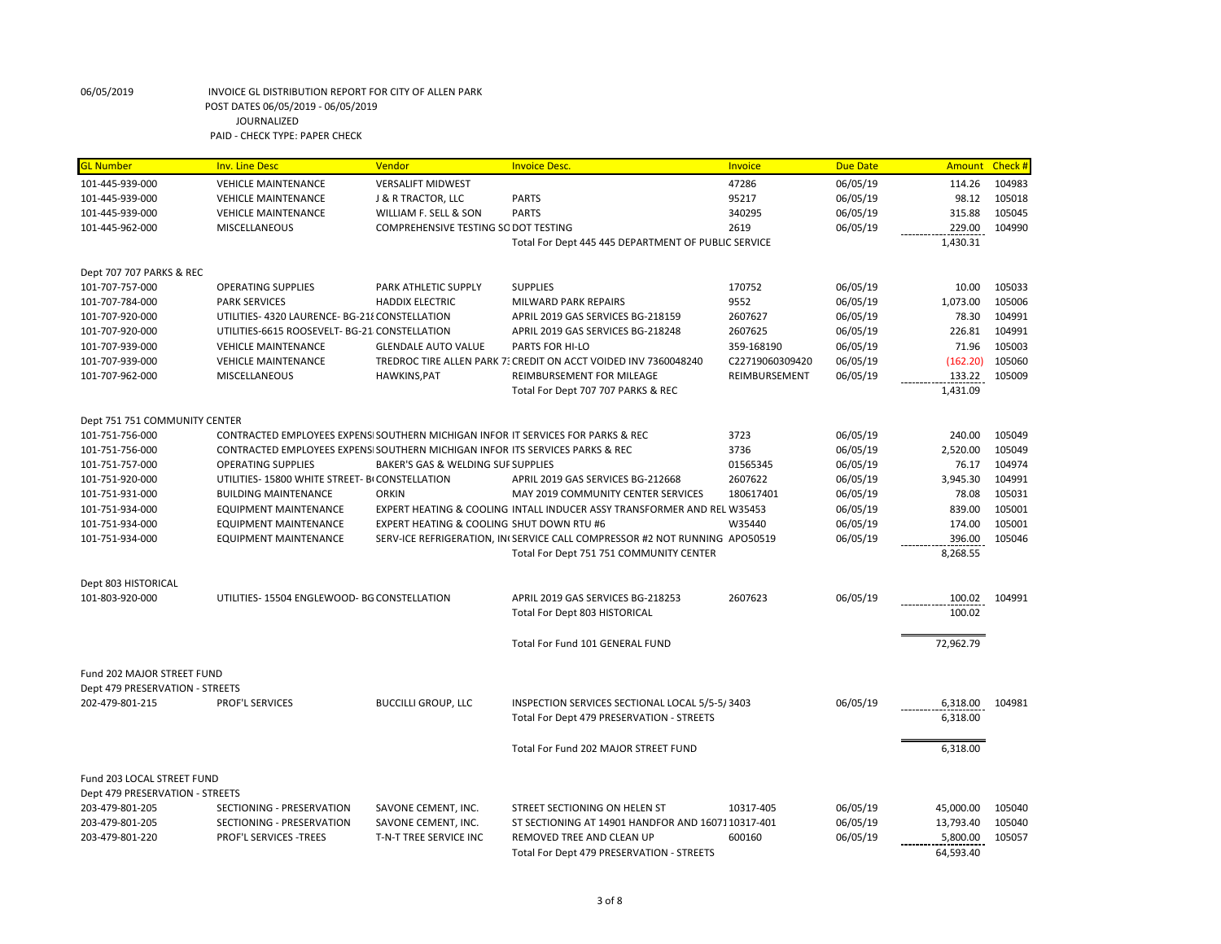06/05/2019 INVOICE GL DISTRIBUTION REPORT FOR CITY OF ALLEN PARK
POST DATES 06/05/2019 - 06/05/2019
JOURNALIZED
PAID - CHECK TYPE: PAPER CHECK

| GL Number | Inv. Line Desc | Vendor | Invoice Desc. | Invoice | Due Date | Amount | Check # |
|---|---|---|---|---|---|---|---|
| 101-445-939-000 | VEHICLE MAINTENANCE | VERSALIFT MIDWEST | | 47286 | 06/05/19 | 114.26 | 104983 |
| 101-445-939-000 | VEHICLE MAINTENANCE | J & R TRACTOR, LLC | PARTS | 95217 | 06/05/19 | 98.12 | 105018 |
| 101-445-939-000 | VEHICLE MAINTENANCE | WILLIAM F. SELL & SON | PARTS | 340295 | 06/05/19 | 315.88 | 105045 |
| 101-445-962-000 | MISCELLANEOUS | COMPREHENSIVE TESTING SO DOT TESTING | | 2619 | 06/05/19 | 229.00 | 104990 |
| | | | Total For Dept 445 445 DEPARTMENT OF PUBLIC SERVICE | | | 1,430.31 | |
| Dept 707 707 PARKS & REC | | | | | | | |
| 101-707-757-000 | OPERATING SUPPLIES | PARK ATHLETIC SUPPLY | SUPPLIES | 170752 | 06/05/19 | 10.00 | 105033 |
| 101-707-784-000 | PARK SERVICES | HADDIX ELECTRIC | MILWARD PARK REPAIRS | 9552 | 06/05/19 | 1,073.00 | 105006 |
| 101-707-920-000 | UTILITIES- 4320 LAURENCE- BG-218 CONSTELLATION | | APRIL 2019 GAS SERVICES BG-218159 | 2607627 | 06/05/19 | 78.30 | 104991 |
| 101-707-920-000 | UTILITIES-6615 ROOSEVELT- BG-21 CONSTELLATION | | APRIL 2019 GAS SERVICES BG-218248 | 2607625 | 06/05/19 | 226.81 | 104991 |
| 101-707-939-000 | VEHICLE MAINTENANCE | GLENDALE AUTO VALUE | PARTS FOR HI-LO | 359-168190 | 06/05/19 | 71.96 | 105003 |
| 101-707-939-000 | VEHICLE MAINTENANCE | TREDROC TIRE ALLEN PARK 7 | CREDIT ON ACCT VOIDED INV 7360048240 | C22719060309420 | 06/05/19 | (162.20) | 105060 |
| 101-707-962-000 | MISCELLANEOUS | HAWKINS,PAT | REIMBURSEMENT FOR MILEAGE | REIMBURSEMENT | 06/05/19 | 133.22 | 105009 |
| | | | Total For Dept 707 707 PARKS & REC | | | 1,431.09 | |
| Dept 751 751 COMMUNITY CENTER | | | | | | | |
| 101-751-756-000 | CONTRACTED EMPLOYEES EXPENSI | SOUTHERN MICHIGAN INFOR | IT SERVICES FOR PARKS & REC | 3723 | 06/05/19 | 240.00 | 105049 |
| 101-751-756-000 | CONTRACTED EMPLOYEES EXPENSI | SOUTHERN MICHIGAN INFOR | ITS SERVICES PARKS & REC | 3736 | 06/05/19 | 2,520.00 | 105049 |
| 101-751-757-000 | OPERATING SUPPLIES | BAKER'S GAS & WELDING SUF | SUPPLIES | 01565345 | 06/05/19 | 76.17 | 104974 |
| 101-751-920-000 | UTILITIES- 15800 WHITE STREET- B | CONSTELLATION | APRIL 2019 GAS SERVICES BG-212668 | 2607622 | 06/05/19 | 3,945.30 | 104991 |
| 101-751-931-000 | BUILDING MAINTENANCE | ORKIN | MAY 2019 COMMUNITY CENTER SERVICES | 180617401 | 06/05/19 | 78.08 | 105031 |
| 101-751-934-000 | EQUIPMENT MAINTENANCE | EXPERT HEATING & COOLING | INTALL INDUCER ASSY TRANSFORMER AND REL | W35453 | 06/05/19 | 839.00 | 105001 |
| 101-751-934-000 | EQUIPMENT MAINTENANCE | EXPERT HEATING & COOLING | SHUT DOWN RTU #6 | W35440 | 06/05/19 | 174.00 | 105001 |
| 101-751-934-000 | EQUIPMENT MAINTENANCE | SERV-ICE REFRIGERATION, IN | SERVICE CALL COMPRESSOR #2 NOT RUNNING | APO50519 | 06/05/19 | 396.00 | 105046 |
| | | | Total For Dept 751 751 COMMUNITY CENTER | | | 8,268.55 | |
| Dept 803 HISTORICAL | | | | | | | |
| 101-803-920-000 | UTILITIES- 15504 ENGLEWOOD- BG | CONSTELLATION | APRIL 2019 GAS SERVICES BG-218253 | 2607623 | 06/05/19 | 100.02 | 104991 |
| | | | Total For Dept 803 HISTORICAL | | | 100.02 | |
| | | | Total For Fund 101 GENERAL FUND | | | 72,962.79 | |
| Fund 202 MAJOR STREET FUND | | | | | | | |
| Dept 479 PRESERVATION - STREETS | | | | | | | |
| 202-479-801-215 | PROF'L SERVICES | BUCCILLI GROUP, LLC | INSPECTION SERVICES SECTIONAL LOCAL 5/5-5/ | 3403 | 06/05/19 | 6,318.00 | 104981 |
| | | | Total For Dept 479 PRESERVATION - STREETS | | | 6,318.00 | |
| | | | Total For Fund 202 MAJOR STREET FUND | | | 6,318.00 | |
| Fund 203 LOCAL STREET FUND | | | | | | | |
| Dept 479 PRESERVATION - STREETS | | | | | | | |
| 203-479-801-205 | SECTIONING - PRESERVATION | SAVONE CEMENT, INC. | STREET SECTIONING ON HELEN ST | 10317-405 | 06/05/19 | 45,000.00 | 105040 |
| 203-479-801-205 | SECTIONING - PRESERVATION | SAVONE CEMENT, INC. | ST SECTIONING AT 14901 HANDFOR AND 16071 | 10317-401 | 06/05/19 | 13,793.40 | 105040 |
| 203-479-801-220 | PROF'L SERVICES -TREES | T-N-T TREE SERVICE INC | REMOVED TREE AND CLEAN UP | 600160 | 06/05/19 | 5,800.00 | 105057 |
| | | | Total For Dept 479 PRESERVATION - STREETS | | | 64,593.40 | |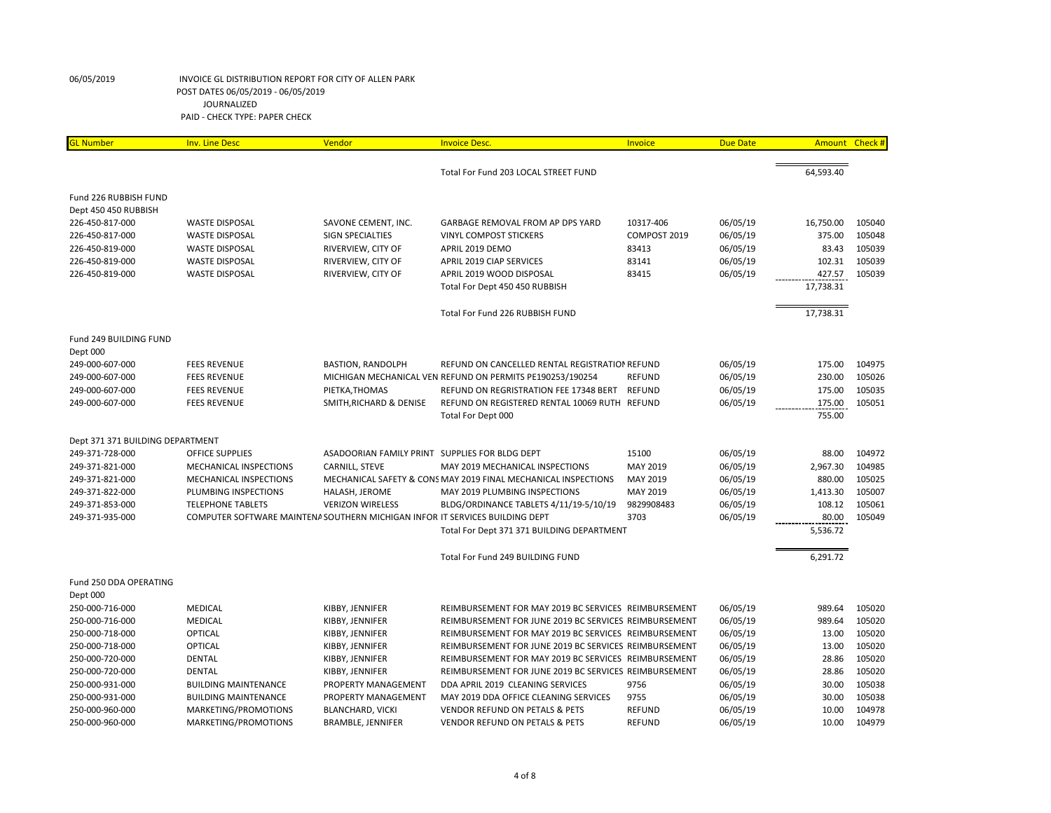06/05/2019 INVOICE GL DISTRIBUTION REPORT FOR CITY OF ALLEN PARK
POST DATES 06/05/2019 - 06/05/2019
JOURNALIZED
PAID - CHECK TYPE: PAPER CHECK

| GL Number | Inv. Line Desc | Vendor | Invoice Desc. | Invoice | Due Date | Amount | Check # |
|---|---|---|---|---|---|---|---|
| | | | Total For Fund 203 LOCAL STREET FUND | | | 64,593.40 | |
| Fund 226 RUBBISH FUND | | | | | | | |
| Dept 450 450 RUBBISH | | | | | | | |
| 226-450-817-000 | WASTE DISPOSAL | SAVONE CEMENT, INC. | GARBAGE REMOVAL FROM AP DPS YARD | 10317-406 | 06/05/19 | 16,750.00 | 105040 |
| 226-450-817-000 | WASTE DISPOSAL | SIGN SPECIALTIES | VINYL COMPOST STICKERS | COMPOST 2019 | 06/05/19 | 375.00 | 105048 |
| 226-450-819-000 | WASTE DISPOSAL | RIVERVIEW, CITY OF | APRIL 2019 DEMO | 83413 | 06/05/19 | 83.43 | 105039 |
| 226-450-819-000 | WASTE DISPOSAL | RIVERVIEW, CITY OF | APRIL 2019 CIAP SERVICES | 83141 | 06/05/19 | 102.31 | 105039 |
| 226-450-819-000 | WASTE DISPOSAL | RIVERVIEW, CITY OF | APRIL 2019 WOOD DISPOSAL | 83415 | 06/05/19 | 427.57 | 105039 |
| | | | Total For Dept 450 450 RUBBISH | | | 17,738.31 | |
| | | | Total For Fund 226 RUBBISH FUND | | | 17,738.31 | |
| Fund 249 BUILDING FUND | | | | | | | |
| Dept 000 | | | | | | | |
| 249-000-607-000 | FEES REVENUE | BASTION, RANDOLPH | REFUND ON CANCELLED RENTAL REGISTRATION REFUND | | 06/05/19 | 175.00 | 104975 |
| 249-000-607-000 | FEES REVENUE | MICHIGAN MECHANICAL VEN | REFUND ON PERMITS PE190253/190254 | REFUND | 06/05/19 | 230.00 | 105026 |
| 249-000-607-000 | FEES REVENUE | PIETKA,THOMAS | REFUND ON REGRISTRATION FEE 17348 BERT | REFUND | 06/05/19 | 175.00 | 105035 |
| 249-000-607-000 | FEES REVENUE | SMITH,RICHARD & DENISE | REFUND ON REGISTERED RENTAL 10069 RUTH | REFUND | 06/05/19 | 175.00 | 105051 |
| | | | Total For Dept 000 | | | 755.00 | |
| Dept 371 371 BUILDING DEPARTMENT | | | | | | | |
| 249-371-728-000 | OFFICE SUPPLIES | ASADOORIAN FAMILY PRINT | SUPPLIES FOR BLDG DEPT | 15100 | 06/05/19 | 88.00 | 104972 |
| 249-371-821-000 | MECHANICAL INSPECTIONS | CARNILL, STEVE | MAY 2019 MECHANICAL INSPECTIONS | MAY 2019 | 06/05/19 | 2,967.30 | 104985 |
| 249-371-821-000 | MECHANICAL INSPECTIONS | MECHANICAL SAFETY & CONS | MAY 2019 FINAL MECHANICAL INSPECTIONS | MAY 2019 | 06/05/19 | 880.00 | 105025 |
| 249-371-822-000 | PLUMBING INSPECTIONS | HALASH, JEROME | MAY 2019 PLUMBING INSPECTIONS | MAY 2019 | 06/05/19 | 1,413.30 | 105007 |
| 249-371-853-000 | TELEPHONE TABLETS | VERIZON WIRELESS | BLDG/ORDINANCE TABLETS 4/11/19-5/10/19 | 9829908483 | 06/05/19 | 108.12 | 105061 |
| 249-371-935-000 | COMPUTER SOFTWARE MAINTENA | SOUTHERN MICHIGAN INFOR | IT SERVICES BUILDING DEPT | 3703 | 06/05/19 | 80.00 | 105049 |
| | | | Total For Dept 371 371 BUILDING DEPARTMENT | | | 5,536.72 | |
| | | | Total For Fund 249 BUILDING FUND | | | 6,291.72 | |
| Fund 250 DDA OPERATING | | | | | | | |
| Dept 000 | | | | | | | |
| 250-000-716-000 | MEDICAL | KIBBY, JENNIFER | REIMBURSEMENT FOR MAY 2019 BC SERVICES | REIMBURSEMENT | 06/05/19 | 989.64 | 105020 |
| 250-000-716-000 | MEDICAL | KIBBY, JENNIFER | REIMBURSEMENT FOR JUNE 2019 BC SERVICES | REIMBURSEMENT | 06/05/19 | 989.64 | 105020 |
| 250-000-718-000 | OPTICAL | KIBBY, JENNIFER | REIMBURSEMENT FOR MAY 2019 BC SERVICES | REIMBURSEMENT | 06/05/19 | 13.00 | 105020 |
| 250-000-718-000 | OPTICAL | KIBBY, JENNIFER | REIMBURSEMENT FOR JUNE 2019 BC SERVICES | REIMBURSEMENT | 06/05/19 | 13.00 | 105020 |
| 250-000-720-000 | DENTAL | KIBBY, JENNIFER | REIMBURSEMENT FOR MAY 2019 BC SERVICES | REIMBURSEMENT | 06/05/19 | 28.86 | 105020 |
| 250-000-720-000 | DENTAL | KIBBY, JENNIFER | REIMBURSEMENT FOR JUNE 2019 BC SERVICES | REIMBURSEMENT | 06/05/19 | 28.86 | 105020 |
| 250-000-931-000 | BUILDING MAINTENANCE | PROPERTY MANAGEMENT | DDA APRIL 2019 CLEANING SERVICES | 9756 | 06/05/19 | 30.00 | 105038 |
| 250-000-931-000 | BUILDING MAINTENANCE | PROPERTY MANAGEMENT | MAY 2019 DDA OFFICE CLEANING SERVICES | 9755 | 06/05/19 | 30.00 | 105038 |
| 250-000-960-000 | MARKETING/PROMOTIONS | BLANCHARD, VICKI | VENDOR REFUND ON PETALS & PETS | REFUND | 06/05/19 | 10.00 | 104978 |
| 250-000-960-000 | MARKETING/PROMOTIONS | BRAMBLE, JENNIFER | VENDOR REFUND ON PETALS & PETS | REFUND | 06/05/19 | 10.00 | 104979 |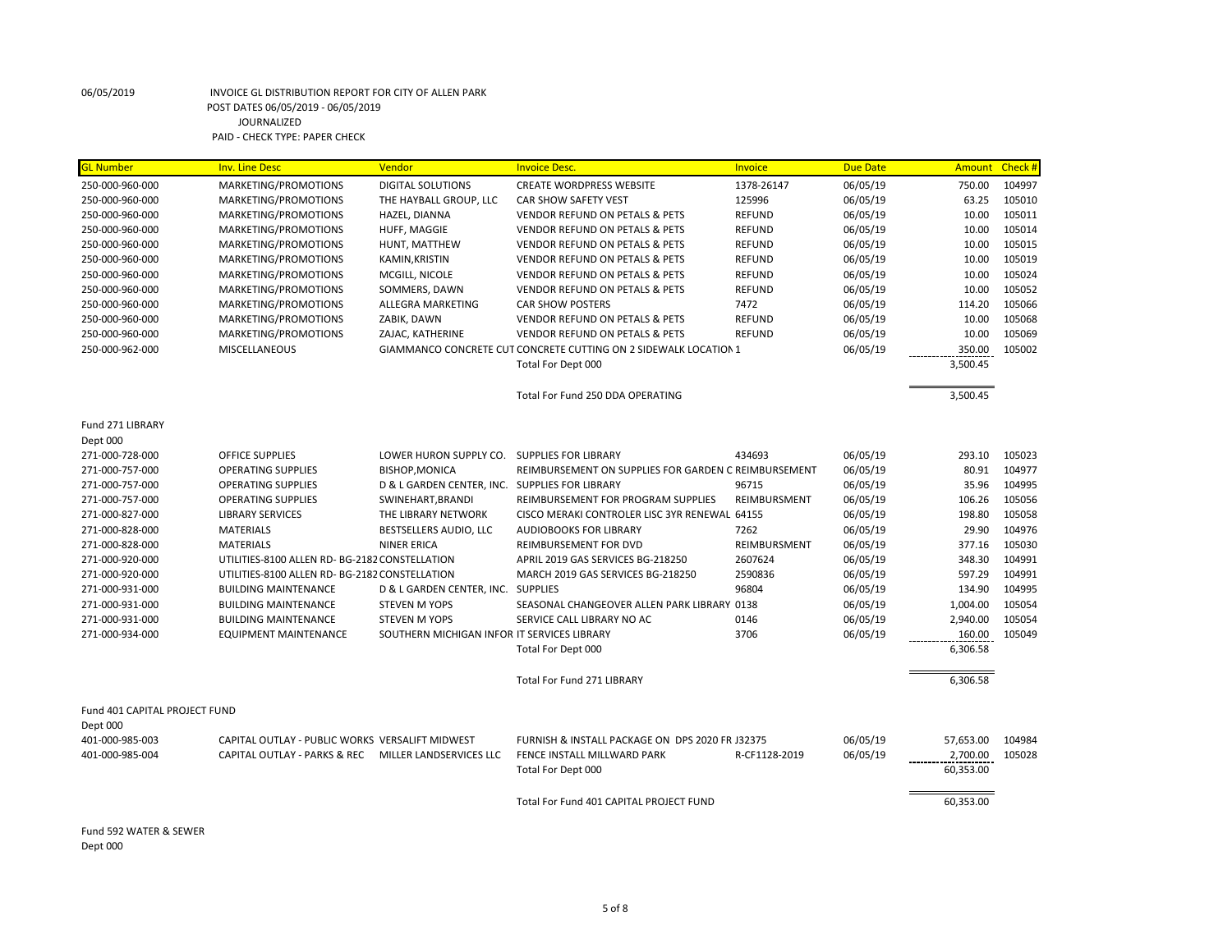06/05/2019 INVOICE GL DISTRIBUTION REPORT FOR CITY OF ALLEN PARK
POST DATES 06/05/2019 - 06/05/2019
JOURNALIZED
PAID - CHECK TYPE: PAPER CHECK

| GL Number | Inv. Line Desc | Vendor | Invoice Desc. | Invoice | Due Date | Amount | Check # |
|---|---|---|---|---|---|---|---|
| 250-000-960-000 | MARKETING/PROMOTIONS | DIGITAL SOLUTIONS | CREATE WORDPRESS WEBSITE | 1378-26147 | 06/05/19 | 750.00 | 104997 |
| 250-000-960-000 | MARKETING/PROMOTIONS | THE HAYBALL GROUP, LLC | CAR SHOW SAFETY VEST | 125996 | 06/05/19 | 63.25 | 105010 |
| 250-000-960-000 | MARKETING/PROMOTIONS | HAZEL, DIANNA | VENDOR REFUND ON PETALS & PETS | REFUND | 06/05/19 | 10.00 | 105011 |
| 250-000-960-000 | MARKETING/PROMOTIONS | HUFF, MAGGIE | VENDOR REFUND ON PETALS & PETS | REFUND | 06/05/19 | 10.00 | 105014 |
| 250-000-960-000 | MARKETING/PROMOTIONS | HUNT, MATTHEW | VENDOR REFUND ON PETALS & PETS | REFUND | 06/05/19 | 10.00 | 105015 |
| 250-000-960-000 | MARKETING/PROMOTIONS | KAMIN,KRISTIN | VENDOR REFUND ON PETALS & PETS | REFUND | 06/05/19 | 10.00 | 105019 |
| 250-000-960-000 | MARKETING/PROMOTIONS | MCGILL, NICOLE | VENDOR REFUND ON PETALS & PETS | REFUND | 06/05/19 | 10.00 | 105024 |
| 250-000-960-000 | MARKETING/PROMOTIONS | SOMMERS, DAWN | VENDOR REFUND ON PETALS & PETS | REFUND | 06/05/19 | 10.00 | 105052 |
| 250-000-960-000 | MARKETING/PROMOTIONS | ALLEGRA MARKETING | CAR SHOW POSTERS | 7472 | 06/05/19 | 114.20 | 105066 |
| 250-000-960-000 | MARKETING/PROMOTIONS | ZABIK, DAWN | VENDOR REFUND ON PETALS & PETS | REFUND | 06/05/19 | 10.00 | 105068 |
| 250-000-960-000 | MARKETING/PROMOTIONS | ZAJAC, KATHERINE | VENDOR REFUND ON PETALS & PETS | REFUND | 06/05/19 | 10.00 | 105069 |
| 250-000-962-000 | MISCELLANEOUS | GIAMMANCO CONCRETE CUT | CONCRETE CUTTING ON 2 SIDEWALK LOCATION | 1 | 06/05/19 | 350.00 | 105002 |
| | | | Total For Dept 000 | | | 3,500.45 | |
| | | | Total For Fund 250 DDA OPERATING | | | 3,500.45 | |
| Fund 271 LIBRARY | | | | | | | |
| Dept 000 | | | | | | | |
| 271-000-728-000 | OFFICE SUPPLIES | LOWER HURON SUPPLY CO. | SUPPLIES FOR LIBRARY | 434693 | 06/05/19 | 293.10 | 105023 |
| 271-000-757-000 | OPERATING SUPPLIES | BISHOP,MONICA | REIMBURSEMENT ON SUPPLIES FOR GARDEN C | REIMBURSEMENT | 06/05/19 | 80.91 | 104977 |
| 271-000-757-000 | OPERATING SUPPLIES | D & L GARDEN CENTER, INC. | SUPPLIES FOR LIBRARY | 96715 | 06/05/19 | 35.96 | 104995 |
| 271-000-757-000 | OPERATING SUPPLIES | SWINEHART,BRANDI | REIMBURSEMENT FOR PROGRAM SUPPLIES | REIMBURSMENT | 06/05/19 | 106.26 | 105056 |
| 271-000-827-000 | LIBRARY SERVICES | THE LIBRARY NETWORK | CISCO MERAKI CONTROLER LISC 3YR RENEWAL | 64155 | 06/05/19 | 198.80 | 105058 |
| 271-000-828-000 | MATERIALS | BESTSELLERS AUDIO, LLC | AUDIOBOOKS FOR LIBRARY | 7262 | 06/05/19 | 29.90 | 104976 |
| 271-000-828-000 | MATERIALS | NINER ERICA | REIMBURSEMENT FOR DVD | REIMBURSMENT | 06/05/19 | 377.16 | 105030 |
| 271-000-920-000 | UTILITIES-8100 ALLEN RD- BG-2182 | CONSTELLATION | APRIL 2019 GAS SERVICES BG-218250 | 2607624 | 06/05/19 | 348.30 | 104991 |
| 271-000-920-000 | UTILITIES-8100 ALLEN RD- BG-2182 | CONSTELLATION | MARCH 2019 GAS SERVICES BG-218250 | 2590836 | 06/05/19 | 597.29 | 104991 |
| 271-000-931-000 | BUILDING MAINTENANCE | D & L GARDEN CENTER, INC. | SUPPLIES | 96804 | 06/05/19 | 134.90 | 104995 |
| 271-000-931-000 | BUILDING MAINTENANCE | STEVEN M YOPS | SEASONAL CHANGEOVER ALLEN PARK LIBRARY | 0138 | 06/05/19 | 1,004.00 | 105054 |
| 271-000-931-000 | BUILDING MAINTENANCE | STEVEN M YOPS | SERVICE CALL LIBRARY NO AC | 0146 | 06/05/19 | 2,940.00 | 105054 |
| 271-000-934-000 | EQUIPMENT MAINTENANCE | SOUTHERN MICHIGAN INFOR | IT SERVICES LIBRARY | 3706 | 06/05/19 | 160.00 | 105049 |
| | | | Total For Dept 000 | | | 6,306.58 | |
| | | | Total For Fund 271 LIBRARY | | | 6,306.58 | |
| Fund 401 CAPITAL PROJECT FUND | | | | | | | |
| Dept 000 | | | | | | | |
| 401-000-985-003 | CAPITAL OUTLAY - PUBLIC WORKS | VERSALIFT MIDWEST | FURNISH & INSTALL PACKAGE ON DPS 2020 FR | J32375 | 06/05/19 | 57,653.00 | 104984 |
| 401-000-985-004 | CAPITAL OUTLAY - PARKS & REC | MILLER LANDSERVICES LLC | FENCE INSTALL MILLWARD PARK | R-CF1128-2019 | 06/05/19 | 2,700.00 | 105028 |
| | | | Total For Dept 000 | | | 60,353.00 | |
| | | | Total For Fund 401 CAPITAL PROJECT FUND | | | 60,353.00 | |

Fund 592 WATER & SEWER
Dept 000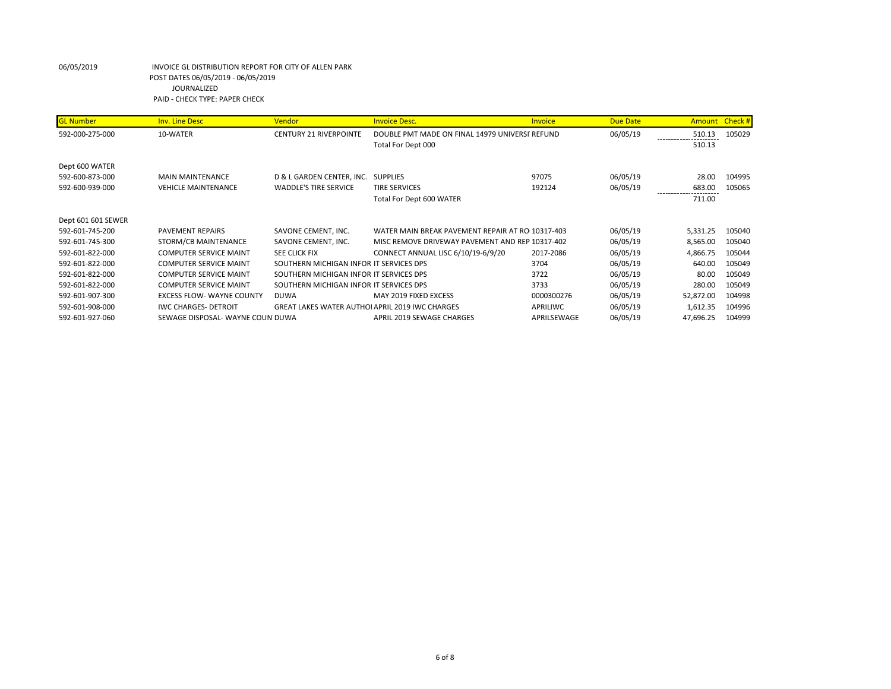06/05/2019 INVOICE GL DISTRIBUTION REPORT FOR CITY OF ALLEN PARK
POST DATES 06/05/2019 - 06/05/2019
JOURNALIZED
PAID - CHECK TYPE: PAPER CHECK

| GL Number | Inv. Line Desc | Vendor | Invoice Desc. | Invoice | Due Date | Amount | Check # |
|---|---|---|---|---|---|---|---|
| 592-000-275-000 | 10-WATER | CENTURY 21 RIVERPOINTE | DOUBLE PMT MADE ON FINAL 14979 UNIVERSI REFUND | | 06/05/19 | 510.13 | 105029 |
| | | | Total For Dept 000 | | | 510.13 | |
| Dept 600 WATER | | | | | | | |
| 592-600-873-000 | MAIN MAINTENANCE | D & L GARDEN CENTER, INC. | SUPPLIES | 97075 | 06/05/19 | 28.00 | 104995 |
| 592-600-939-000 | VEHICLE MAINTENANCE | WADDLE'S TIRE SERVICE | TIRE SERVICES | 192124 | 06/05/19 | 683.00 | 105065 |
| | | | Total For Dept 600 WATER | | | 711.00 | |
| Dept 601 601 SEWER | | | | | | | |
| 592-601-745-200 | PAVEMENT REPAIRS | SAVONE CEMENT, INC. | WATER MAIN BREAK PAVEMENT REPAIR AT RO | 10317-403 | 06/05/19 | 5,331.25 | 105040 |
| 592-601-745-300 | STORM/CB MAINTENANCE | SAVONE CEMENT, INC. | MISC REMOVE DRIVEWAY PAVEMENT AND REP | 10317-402 | 06/05/19 | 8,565.00 | 105040 |
| 592-601-822-000 | COMPUTER SERVICE MAINT | SEE CLICK FIX | CONNECT ANNUAL LISC 6/10/19-6/9/20 | 2017-2086 | 06/05/19 | 4,866.75 | 105044 |
| 592-601-822-000 | COMPUTER SERVICE MAINT | SOUTHERN MICHIGAN INFOR | IT SERVICES DPS | 3704 | 06/05/19 | 640.00 | 105049 |
| 592-601-822-000 | COMPUTER SERVICE MAINT | SOUTHERN MICHIGAN INFOR | IT SERVICES DPS | 3722 | 06/05/19 | 80.00 | 105049 |
| 592-601-822-000 | COMPUTER SERVICE MAINT | SOUTHERN MICHIGAN INFOR | IT SERVICES DPS | 3733 | 06/05/19 | 280.00 | 105049 |
| 592-601-907-300 | EXCESS FLOW- WAYNE COUNTY | DUWA | MAY 2019 FIXED EXCESS | 0000300276 | 06/05/19 | 52,872.00 | 104998 |
| 592-601-908-000 | IWC CHARGES- DETROIT | GREAT LAKES WATER AUTHOI | APRIL 2019 IWC CHARGES | APRILIWC | 06/05/19 | 1,612.35 | 104996 |
| 592-601-927-060 | SEWAGE DISPOSAL- WAYNE COUN | DUWA | APRIL 2019 SEWAGE CHARGES | APRILSEWAGE | 06/05/19 | 47,696.25 | 104999 |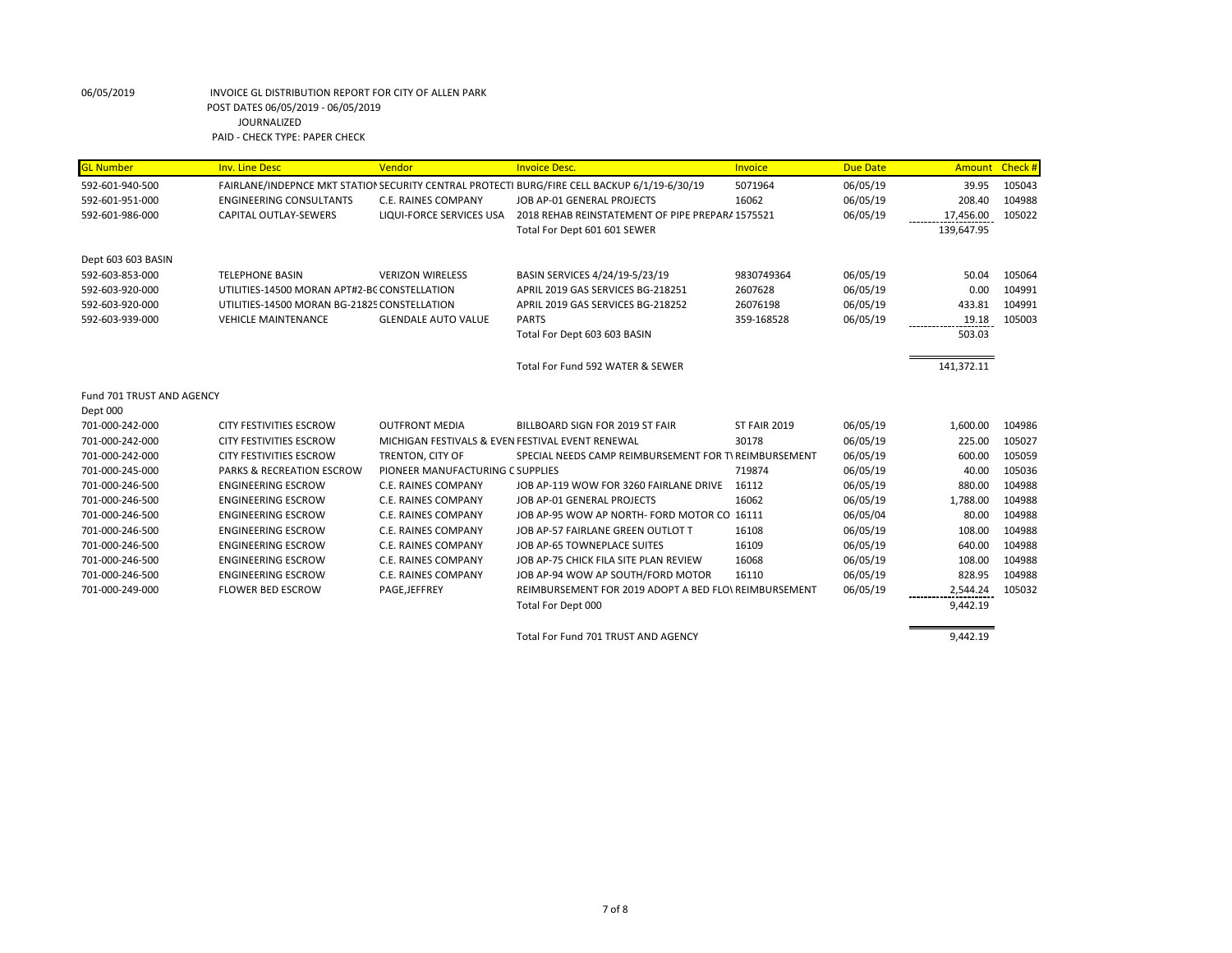06/05/2019 INVOICE GL DISTRIBUTION REPORT FOR CITY OF ALLEN PARK
POST DATES 06/05/2019 - 06/05/2019
JOURNALIZED
PAID - CHECK TYPE: PAPER CHECK

| GL Number | Inv. Line Desc | Vendor | Invoice Desc. | Invoice | Due Date | Amount | Check # |
|---|---|---|---|---|---|---|---|
| 592-601-940-500 | FAIRLANE/INDEPNCE MKT STATION | SECURITY CENTRAL PROTECTI | BURG/FIRE CELL BACKUP 6/1/19-6/30/19 | 5071964 | 06/05/19 | 39.95 | 105043 |
| 592-601-951-000 | ENGINEERING CONSULTANTS | C.E. RAINES COMPANY | JOB AP-01 GENERAL PROJECTS | 16062 | 06/05/19 | 208.40 | 104988 |
| 592-601-986-000 | CAPITAL OUTLAY-SEWERS | LIQUI-FORCE SERVICES USA | 2018 REHAB REINSTATEMENT OF PIPE PREPARA | 1575521 | 06/05/19 | 17,456.00 | 105022 |
| | | | Total For Dept 601 601 SEWER | | | 139,647.95 | |
| Dept 603 603 BASIN | | | | | | | |
| 592-603-853-000 | TELEPHONE BASIN | VERIZON WIRELESS | BASIN SERVICES 4/24/19-5/23/19 | 9830749364 | 06/05/19 | 50.04 | 105064 |
| 592-603-920-000 | UTILITIES-14500 MORAN APT#2-BG | CONSTELLATION | APRIL 2019 GAS SERVICES BG-218251 | 2607628 | 06/05/19 | 0.00 | 104991 |
| 592-603-920-000 | UTILITIES-14500 MORAN BG-21825 | CONSTELLATION | APRIL 2019 GAS SERVICES BG-218252 | 26076198 | 06/05/19 | 433.81 | 104991 |
| 592-603-939-000 | VEHICLE MAINTENANCE | GLENDALE AUTO VALUE | PARTS | 359-168528 | 06/05/19 | 19.18 | 105003 |
| | | | Total For Dept 603 603 BASIN | | | 503.03 | |
| | | | Total For Fund 592 WATER & SEWER | | | 141,372.11 | |
| Fund 701 TRUST AND AGENCY | | | | | | | |
| Dept 000 | | | | | | | |
| 701-000-242-000 | CITY FESTIVITIES ESCROW | OUTFRONT MEDIA | BILLBOARD SIGN FOR 2019 ST FAIR | ST FAIR 2019 | 06/05/19 | 1,600.00 | 104986 |
| 701-000-242-000 | CITY FESTIVITIES ESCROW | MICHIGAN FESTIVALS & EVEN | FESTIVAL EVENT RENEWAL | 30178 | 06/05/19 | 225.00 | 105027 |
| 701-000-242-000 | CITY FESTIVITIES ESCROW | TRENTON, CITY OF | SPECIAL NEEDS CAMP REIMBURSEMENT FOR TV | REIMBURSEMENT | 06/05/19 | 600.00 | 105059 |
| 701-000-245-000 | PARKS & RECREATION ESCROW | PIONEER MANUFACTURING C | SUPPLIES | 719874 | 06/05/19 | 40.00 | 105036 |
| 701-000-246-500 | ENGINEERING ESCROW | C.E. RAINES COMPANY | JOB AP-119 WOW FOR 3260 FAIRLANE DRIVE | 16112 | 06/05/19 | 880.00 | 104988 |
| 701-000-246-500 | ENGINEERING ESCROW | C.E. RAINES COMPANY | JOB AP-01 GENERAL PROJECTS | 16062 | 06/05/19 | 1,788.00 | 104988 |
| 701-000-246-500 | ENGINEERING ESCROW | C.E. RAINES COMPANY | JOB AP-95 WOW AP NORTH- FORD MOTOR CO | 16111 | 06/05/04 | 80.00 | 104988 |
| 701-000-246-500 | ENGINEERING ESCROW | C.E. RAINES COMPANY | JOB AP-57 FAIRLANE GREEN OUTLOT T | 16108 | 06/05/19 | 108.00 | 104988 |
| 701-000-246-500 | ENGINEERING ESCROW | C.E. RAINES COMPANY | JOB AP-65 TOWNEPLACE SUITES | 16109 | 06/05/19 | 640.00 | 104988 |
| 701-000-246-500 | ENGINEERING ESCROW | C.E. RAINES COMPANY | JOB AP-75 CHICK FILA SITE PLAN REVIEW | 16068 | 06/05/19 | 108.00 | 104988 |
| 701-000-246-500 | ENGINEERING ESCROW | C.E. RAINES COMPANY | JOB AP-94 WOW AP SOUTH/FORD MOTOR | 16110 | 06/05/19 | 828.95 | 104988 |
| 701-000-249-000 | FLOWER BED ESCROW | PAGE,JEFFREY | REIMBURSEMENT FOR 2019 ADOPT A BED FLOV | REIMBURSEMENT | 06/05/19 | 2,544.24 | 105032 |
| | | | Total For Dept 000 | | | 9,442.19 | |
| | | | Total For Fund 701 TRUST AND AGENCY | | | 9,442.19 | |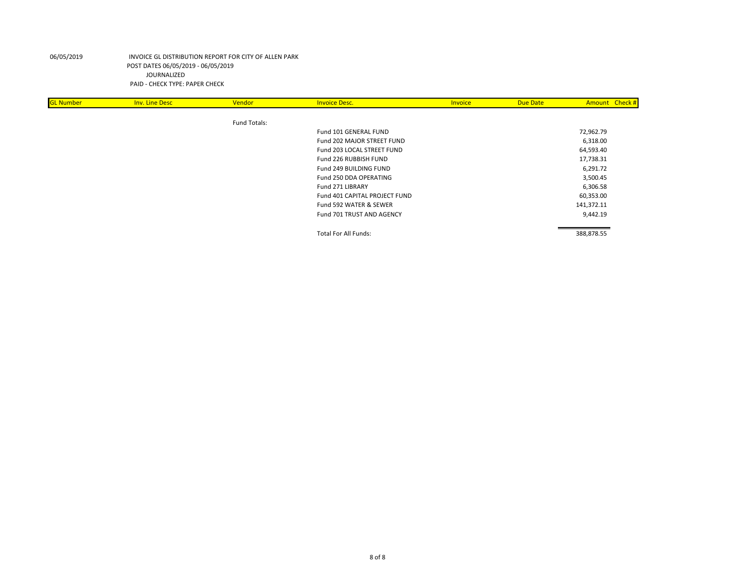06/05/2019 INVOICE GL DISTRIBUTION REPORT FOR CITY OF ALLEN PARK

POST DATES 06/05/2019 - 06/05/2019

JOURNALIZED

PAID - CHECK TYPE: PAPER CHECK

| GL Number | Inv. Line Desc | Vendor | Invoice Desc. | Invoice | Due Date | Amount | Check # |
|---|---|---|---|---|---|---|---|
| | | Fund Totals: | | | | | |
| | | | Fund 101 GENERAL FUND | | | 72,962.79 | |
| | | | Fund 202 MAJOR STREET FUND | | | 6,318.00 | |
| | | | Fund 203 LOCAL STREET FUND | | | 64,593.40 | |
| | | | Fund 226 RUBBISH FUND | | | 17,738.31 | |
| | | | Fund 249 BUILDING FUND | | | 6,291.72 | |
| | | | Fund 250 DDA OPERATING | | | 3,500.45 | |
| | | | Fund 271 LIBRARY | | | 6,306.58 | |
| | | | Fund 401 CAPITAL PROJECT FUND | | | 60,353.00 | |
| | | | Fund 592 WATER & SEWER | | | 141,372.11 | |
| | | | Fund 701 TRUST AND AGENCY | | | 9,442.19 | |
| | | | Total For All Funds: | | | 388,878.55 | |